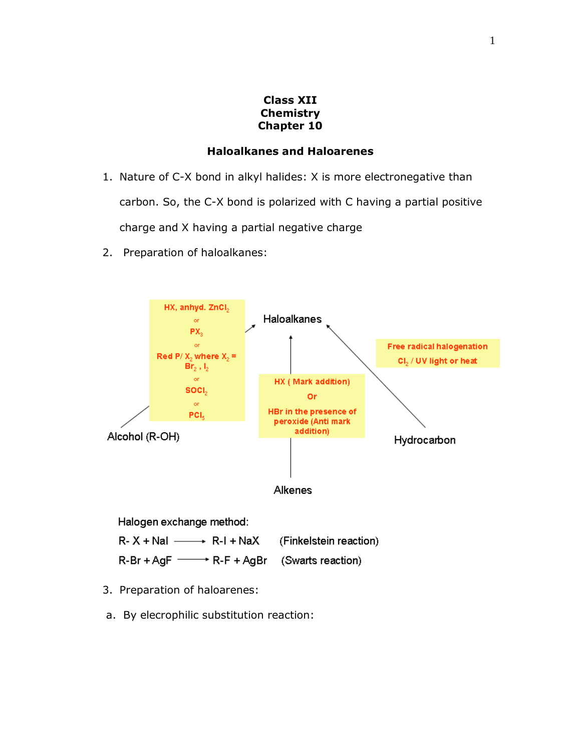# Class XII
# Chemistry
# Chapter 10

## Haloalkanes and Haloarenes

1. Nature of C-X bond in alkyl halides: X is more electronegative than carbon. So, the C-X bond is polarized with C having a partial positive charge and X having a partial negative charge
2. Preparation of haloalkanes:

Alcohol (R-OH) → Haloalkanes: HX, anhyd. $ZnCl_2$ or $PX_3$ or Red P/ $X_2$ where $X_2$ = $Br_2$ , $I_2$ or $SOCl_2$ or $PCl_5$

Alkenes → Haloalkanes: HX ( Mark addition) Or HBr in the presence of peroxide (Anti mark addition)

Hydrocarbon → Haloalkanes: Free radical halogenation $Cl_2$ / UV light or heat

Halogen exchange method:

$$R\text{-}X + NaI \longrightarrow R\text{-}I + NaX \quad \text{(Finkelstein reaction)}$$

$$R\text{-}Br + AgF \longrightarrow R\text{-}F + AgBr \quad \text{(Swarts reaction)}$$

3. Preparation of haloarenes:

a. By elecrophilic substitution reaction: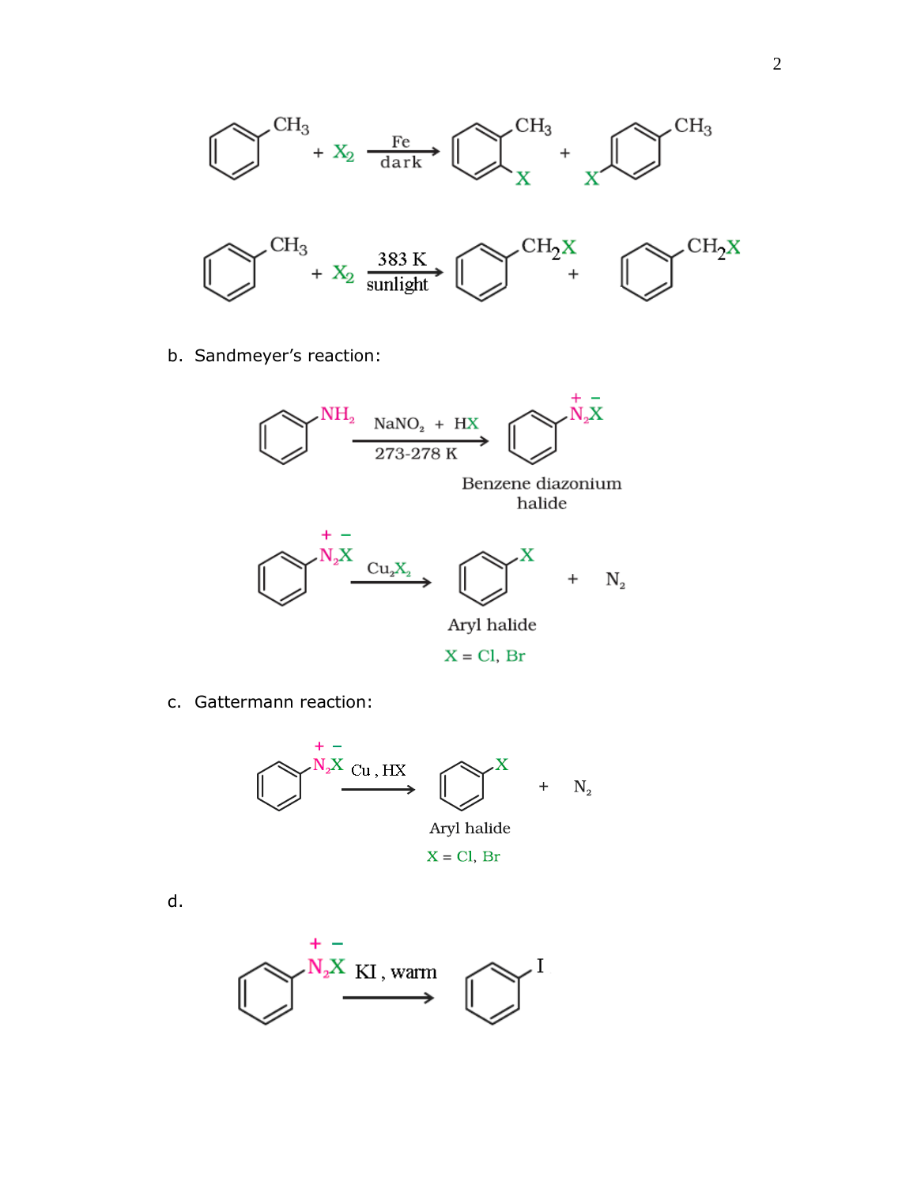$$C_6H_5CH_3 + X_2 \xrightarrow[\text{dark}]{\text{Fe}} o\text{-}XC_6H_4CH_3 + p\text{-}XC_6H_4CH_3$$

$$C_6H_5CH_3 + X_2 \xrightarrow[\text{sunlight}]{383\ \text{K}} C_6H_5CH_2X + C_6H_5CH_2X$$

b. Sandmeyer's reaction:

$$C_6H_5NH_2 \xrightarrow[273\text{-}278\ \text{K}]{NaNO_2\ +\ HX} C_6H_5\overset{+}{N_2}\overset{-}{X}$$

Benzene diazonium halide

$$C_6H_5\overset{+}{N_2}\overset{-}{X} \xrightarrow{Cu_2X_2} C_6H_5X + N_2$$

Aryl halide

X = Cl, Br

c. Gattermann reaction:

$$C_6H_5\overset{+}{N_2}\overset{-}{X} \xrightarrow{Cu\ ,\ HX} C_6H_5X + N_2$$

Aryl halide

X = Cl, Br

d.

$$C_6H_5\overset{+}{N_2}\overset{-}{X} \xrightarrow{KI\ ,\ \text{warm}} C_6H_5I$$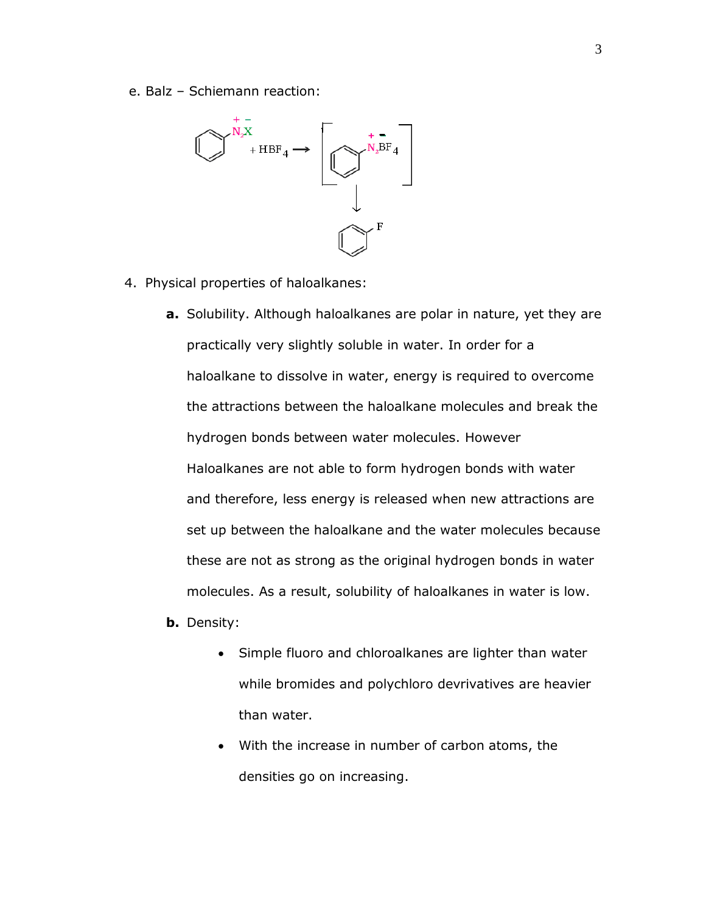e. Balz – Schiemann reaction:

$$C_6H_5\overset{+}{N_2}\overset{-}{X} + HBF_4 \longrightarrow [C_6H_5\overset{+}{N_2}\overset{-}{BF_4}] \longrightarrow C_6H_5F$$

4. Physical properties of haloalkanes:

   **a.** Solubility. Although haloalkanes are polar in nature, yet they are practically very slightly soluble in water. In order for a haloalkane to dissolve in water, energy is required to overcome the attractions between the haloalkane molecules and break the hydrogen bonds between water molecules. However Haloalkanes are not able to form hydrogen bonds with water and therefore, less energy is released when new attractions are set up between the haloalkane and the water molecules because these are not as strong as the original hydrogen bonds in water molecules. As a result, solubility of haloalkanes in water is low.

   **b.** Density:

   - Simple fluoro and chloroalkanes are lighter than water while bromides and polychloro devrivatives are heavier than water.
   - With the increase in number of carbon atoms, the densities go on increasing.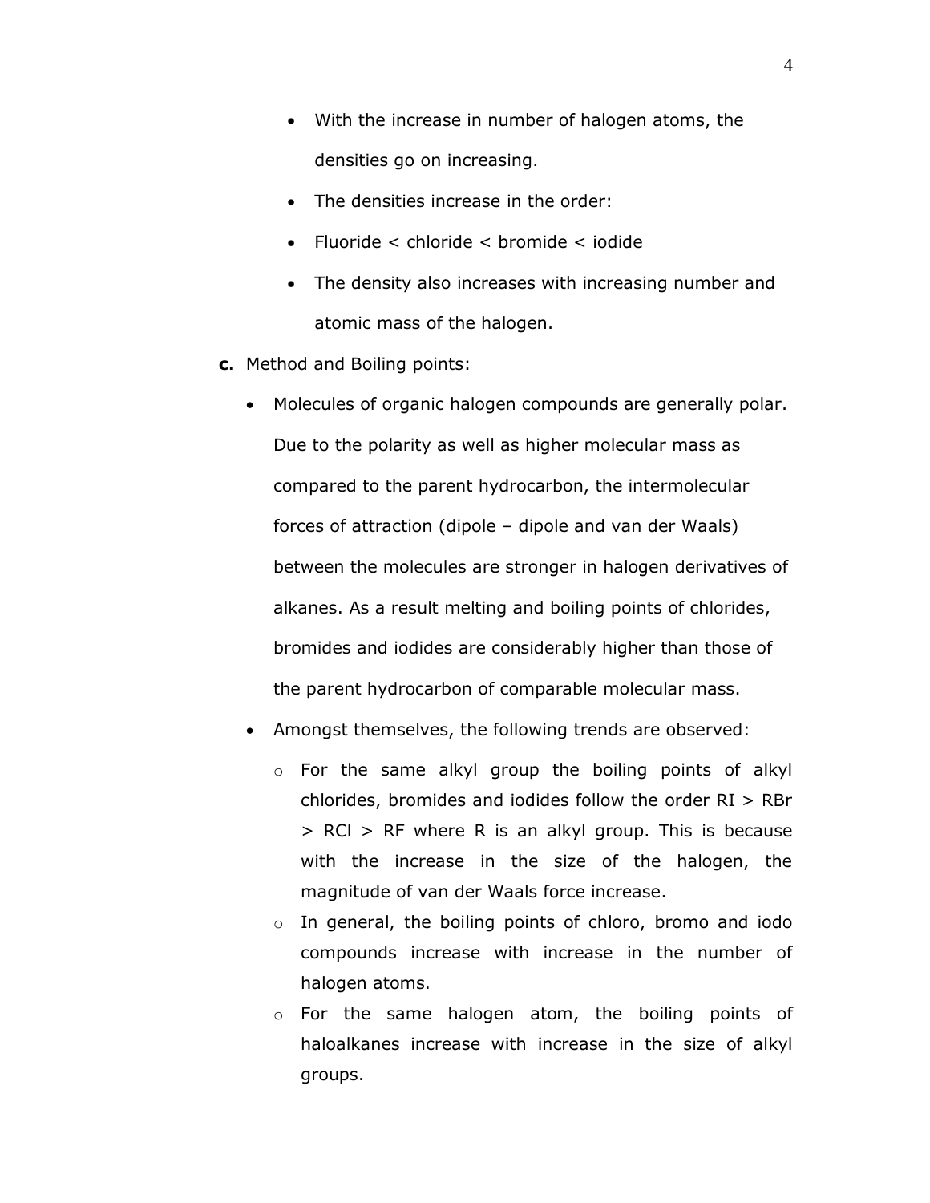- With the increase in number of halogen atoms, the densities go on increasing.
- The densities increase in the order:
- Fluoride < chloride < bromide < iodide
- The density also increases with increasing number and atomic mass of the halogen.

**c.** Method and Boiling points:

- Molecules of organic halogen compounds are generally polar. Due to the polarity as well as higher molecular mass as compared to the parent hydrocarbon, the intermolecular forces of attraction (dipole – dipole and van der Waals) between the molecules are stronger in halogen derivatives of alkanes. As a result melting and boiling points of chlorides, bromides and iodides are considerably higher than those of the parent hydrocarbon of comparable molecular mass.
- Amongst themselves, the following trends are observed:
  - For the same alkyl group the boiling points of alkyl chlorides, bromides and iodides follow the order RI > RBr > RCl > RF where R is an alkyl group. This is because with the increase in the size of the halogen, the magnitude of van der Waals force increase.
  - In general, the boiling points of chloro, bromo and iodo compounds increase with increase in the number of halogen atoms.
  - For the same halogen atom, the boiling points of haloalkanes increase with increase in the size of alkyl groups.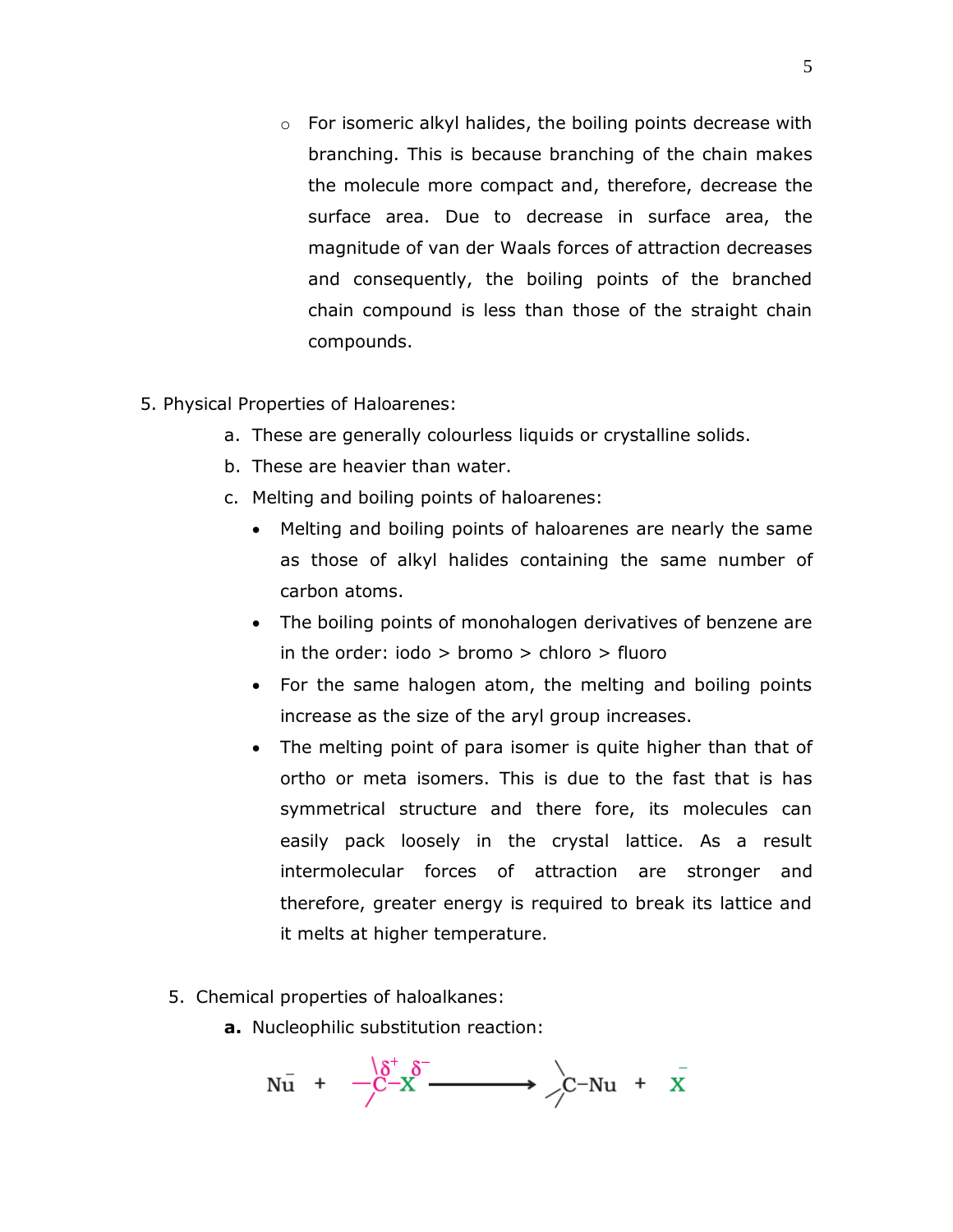- For isomeric alkyl halides, the boiling points decrease with branching. This is because branching of the chain makes the molecule more compact and, therefore, decrease the surface area. Due to decrease in surface area, the magnitude of van der Waals forces of attraction decreases and consequently, the boiling points of the branched chain compound is less than those of the straight chain compounds.

5. Physical Properties of Haloarenes:
   a. These are generally colourless liquids or crystalline solids.
   b. These are heavier than water.
   c. Melting and boiling points of haloarenes:
      - Melting and boiling points of haloarenes are nearly the same as those of alkyl halides containing the same number of carbon atoms.
      - The boiling points of monohalogen derivatives of benzene are in the order: iodo > bromo > chloro > fluoro
      - For the same halogen atom, the melting and boiling points increase as the size of the aryl group increases.
      - The melting point of para isomer is quite higher than that of ortho or meta isomers. This is due to the fast that is has symmetrical structure and there fore, its molecules can easily pack loosely in the crystal lattice. As a result intermolecular forces of attraction are stronger and therefore, greater energy is required to break its lattice and it melts at higher temperature.

5. Chemical properties of haloalkanes:
   **a.** Nucleophilic substitution reaction:

$$\bar{Nu} + -\overset{\delta+}{C}-\overset{\delta-}{X} \longrightarrow \; >C-Nu + \bar{X}$$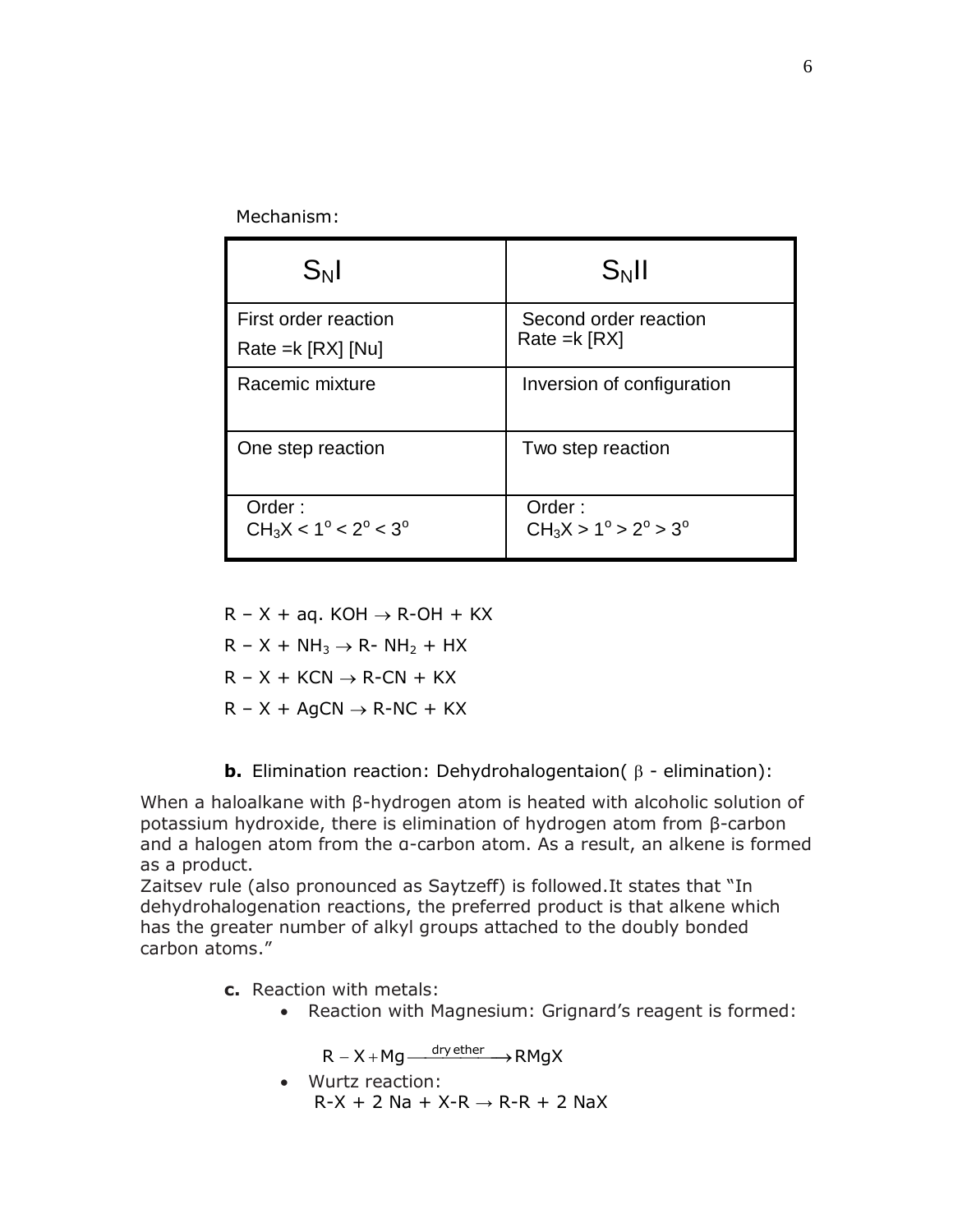Mechanism:

| $S_N$I | $S_N$II |
|---|---|
| First order reaction<br>Rate =k [RX] [Nu] | Second order reaction<br>Rate =k [RX] |
| Racemic mixture | Inversion of configuration |
| One step reaction | Two step reaction |
| Order :<br>$CH_3X < 1^o < 2^o < 3^o$ | Order :<br>$CH_3X > 1^o > 2^o > 3^o$ |

$R - X + aq.\ KOH \rightarrow R\text{-}OH + KX$

$R - X + NH_3 \rightarrow R\text{-}NH_2 + HX$

$R - X + KCN \rightarrow R\text{-}CN + KX$

$R - X + AgCN \rightarrow R\text{-}NC + KX$

**b.** Elimination reaction: Dehydrohalogentaion( $\beta$ - elimination):

When a haloalkane with β-hydrogen atom is heated with alcoholic solution of potassium hydroxide, there is elimination of hydrogen atom from β-carbon and a halogen atom from the α-carbon atom. As a result, an alkene is formed as a product.
Zaitsev rule (also pronounced as Saytzeff) is followed.It states that "In dehydrohalogenation reactions, the preferred product is that alkene which has the greater number of alkyl groups attached to the doubly bonded carbon atoms."

**c.** Reaction with metals:

- Reaction with Magnesium: Grignard's reagent is formed:

  $$R - X + Mg \xrightarrow{\text{dry ether}} RMgX$$

- Wurtz reaction:
  $R\text{-}X + 2\ Na + X\text{-}R \rightarrow R\text{-}R + 2\ NaX$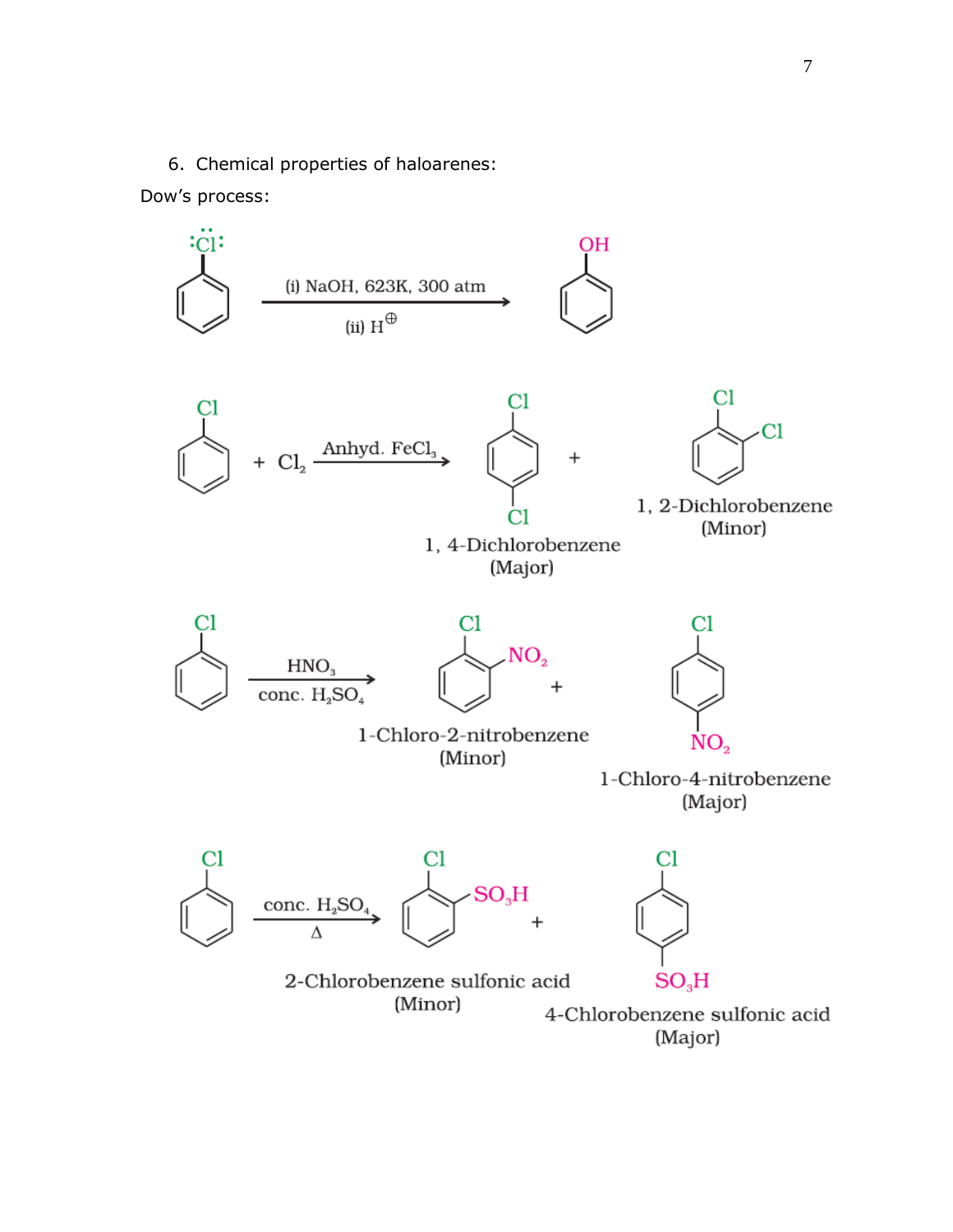6. Chemical properties of haloarenes:

Dow's process:

$$C_6H_5Cl \xrightarrow[\text{(ii) } H^{\oplus}]{\text{(i) NaOH, 623K, 300 atm}} C_6H_5OH$$

$$C_6H_5Cl + Cl_2 \xrightarrow{\text{Anhyd. } FeCl_3} \text{1, 4-Dichlorobenzene (Major)} + \text{1, 2-Dichlorobenzene (Minor)}$$

$$C_6H_5Cl \xrightarrow[\text{conc. } H_2SO_4]{HNO_3} \text{1-Chloro-2-nitrobenzene (Minor)} + \text{1-Chloro-4-nitrobenzene (Major)}$$

$$C_6H_5Cl \xrightarrow[\Delta]{\text{conc. } H_2SO_4} \text{2-Chlorobenzene sulfonic acid (Minor)} + \text{4-Chlorobenzene sulfonic acid (Major)}$$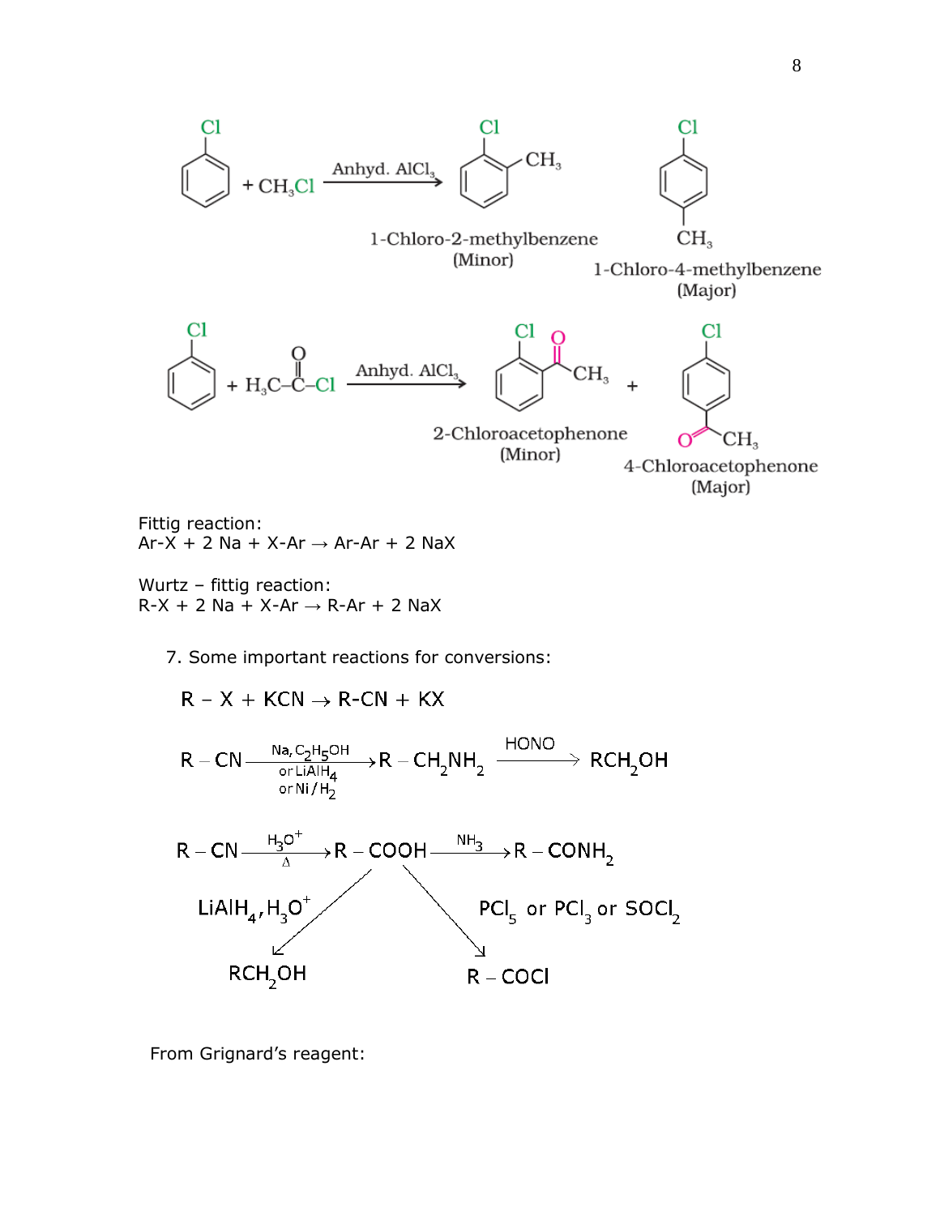$$C_6H_5Cl + CH_3Cl \xrightarrow{\text{Anhyd. } AlCl_3}$$ 1-Chloro-2-methylbenzene (Minor) + 1-Chloro-4-methylbenzene (Major)

$$C_6H_5Cl + H_3C{-}CO{-}Cl \xrightarrow{\text{Anhyd. } AlCl_3}$$ 2-Chloroacetophenone (Minor) + 4-Chloroacetophenone (Major)

Fittig reaction:
Ar-X + 2 Na + X-Ar → Ar-Ar + 2 NaX

Wurtz – fittig reaction:
R-X + 2 Na + X-Ar → R-Ar + 2 NaX

7. Some important reactions for conversions:

$$R-X + KCN \rightarrow R\text{-}CN + KX$$

$$R-CN \xrightarrow[\text{or } LiAlH_4 \text{ or } Ni/H_2]{Na, C_2H_5OH} R-CH_2NH_2 \xrightarrow{HONO} RCH_2OH$$

$$R-CN \xrightarrow[\Delta]{H_3O^+} R-COOH \xrightarrow{NH_3} R-CONH_2$$

$$R-COOH \xrightarrow{LiAlH_4, H_3O^+} RCH_2OH$$

$$R-COOH \xrightarrow{PCl_5 \text{ or } PCl_3 \text{ or } SOCl_2} R-COCl$$

From Grignard's reagent: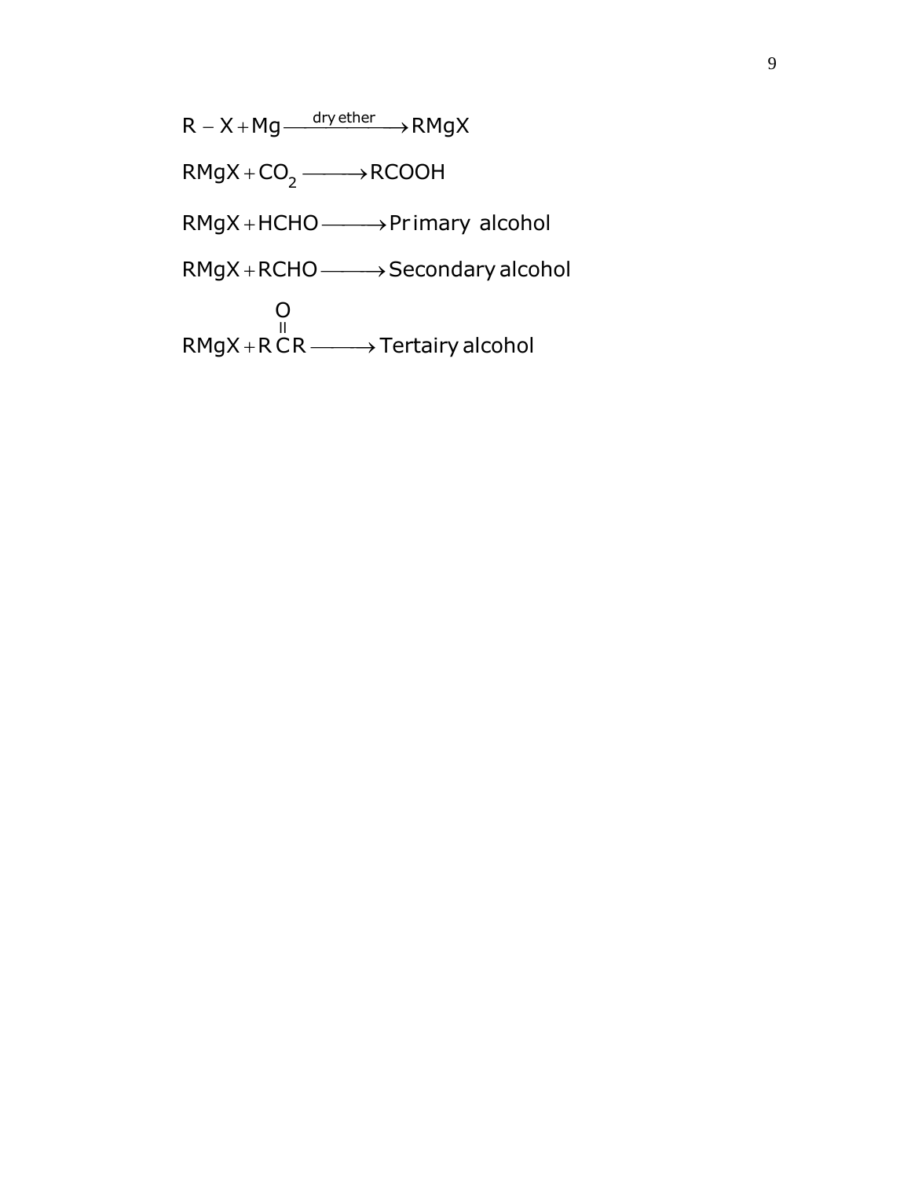$$R - X + Mg \xrightarrow{\text{dry ether}} RMgX$$

$$RMgX + CO_2 \longrightarrow RCOOH$$

$$RMgX + HCHO \longrightarrow \text{Primary alcohol}$$

$$RMgX + RCHO \longrightarrow \text{Secondary alcohol}$$

$$RMgX + R\overset{\overset{\large O}{\|}}{C}R \longrightarrow \text{Tertairy alcohol}$$